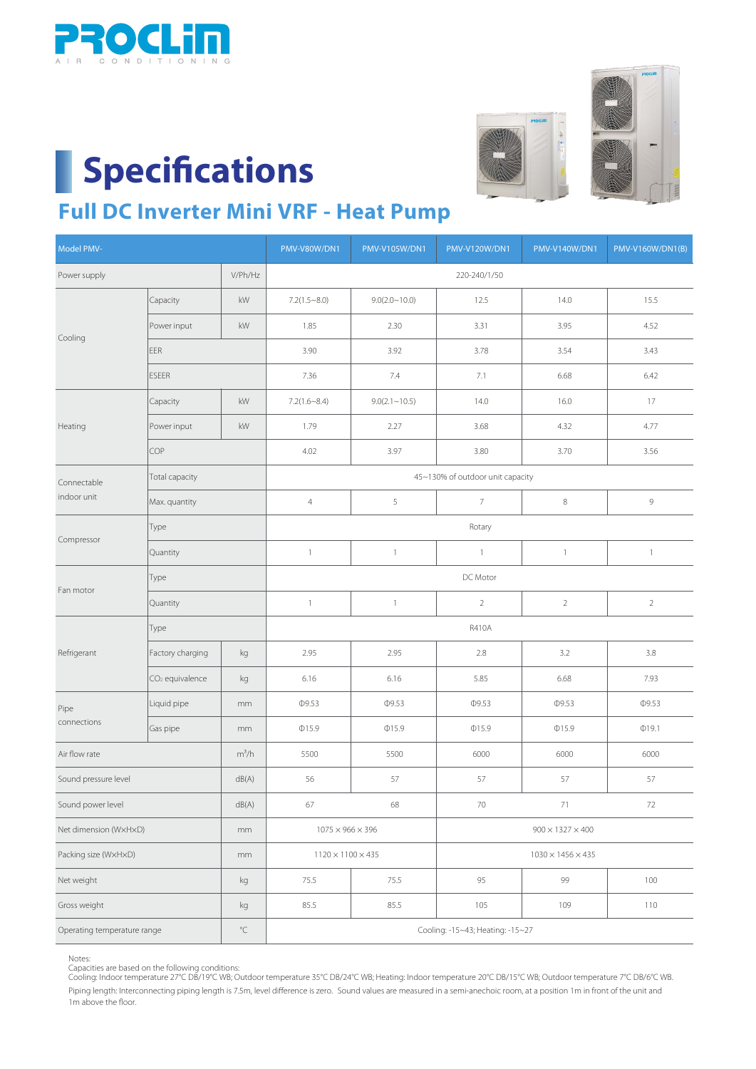# PROCLIM

AIR CONDITIONING

# Specifications

## Full DC Inverter Mini VRF - Heat Pump

| Model PMV- | | | PMV-V80W/DN1 | PMV-V105W/DN1 | PMV-V120W/DN1 | PMV-V140W/DN1 | PMV-V160W/DN1(B) |
|---|---|---|---|---|---|---|---|
| Power supply | | V/Ph/Hz | 220-240/1/50 | | | | |
| Cooling | Capacity | kW | 7.2(1.5~8.0) | 9.0(2.0~10.0) | 12.5 | 14.0 | 15.5 |
| | Power input | kW | 1.85 | 2.30 | 3.31 | 3.95 | 4.52 |
| | EER | | 3.90 | 3.92 | 3.78 | 3.54 | 3.43 |
| | ESEER | | 7.36 | 7.4 | 7.1 | 6.68 | 6.42 |
| Heating | Capacity | kW | 7.2(1.6~8.4) | 9.0(2.1~10.5) | 14.0 | 16.0 | 17 |
| | Power input | kW | 1.79 | 2.27 | 3.68 | 4.32 | 4.77 |
| | COP | | 4.02 | 3.97 | 3.80 | 3.70 | 3.56 |
| Connectable indoor unit | Total capacity | | 45~130% of outdoor unit capacity | | | | |
| | Max. quantity | | 4 | 5 | 7 | 8 | 9 |
| Compressor | Type | | Rotary | | | | |
| | Quantity | | 1 | 1 | 1 | 1 | 1 |
| Fan motor | Type | | DC Motor | | | | |
| | Quantity | | 1 | 1 | 2 | 2 | 2 |
| Refrigerant | Type | | R410A | | | | |
| | Factory charging | kg | 2.95 | 2.95 | 2.8 | 3.2 | 3.8 |
| | $CO_2$ equivalence | kg | 6.16 | 6.16 | 5.85 | 6.68 | 7.93 |
| Pipe connections | Liquid pipe | mm | Φ9.53 | Φ9.53 | Φ9.53 | Φ9.53 | Φ9.53 |
| | Gas pipe | mm | Φ15.9 | Φ15.9 | Φ15.9 | Φ15.9 | Φ19.1 |
| Air flow rate | | $m^3/h$ | 5500 | 5500 | 6000 | 6000 | 6000 |
| Sound pressure level | | dB(A) | 56 | 57 | 57 | 57 | 57 |
| Sound power level | | dB(A) | 67 | 68 | 70 | 71 | 72 |
| Net dimension (W×H×D) | | mm | 1075 × 966 × 396 | | 900 × 1327 × 400 | | |
| Packing size (W×H×D) | | mm | 1120 × 1100 × 435 | | 1030 × 1456 × 435 | | |
| Net weight | | kg | 75.5 | 75.5 | 95 | 99 | 100 |
| Gross weight | | kg | 85.5 | 85.5 | 105 | 109 | 110 |
| Operating temperature range | | °C | Cooling: -15~43; Heating: -15~27 | | | | |

Notes:
Capacities are based on the following conditions:
Cooling: Indoor temperature 27°C DB/19°C WB; Outdoor temperature 35°C DB/24°C WB; Heating: Indoor temperature 20°C DB/15°C WB; Outdoor temperature 7°C DB/6°C WB.
Piping length: Interconnecting piping length is 7.5m, level difference is zero. Sound values are measured in a semi-anechoic room, at a position 1m in front of the unit and 1m above the floor.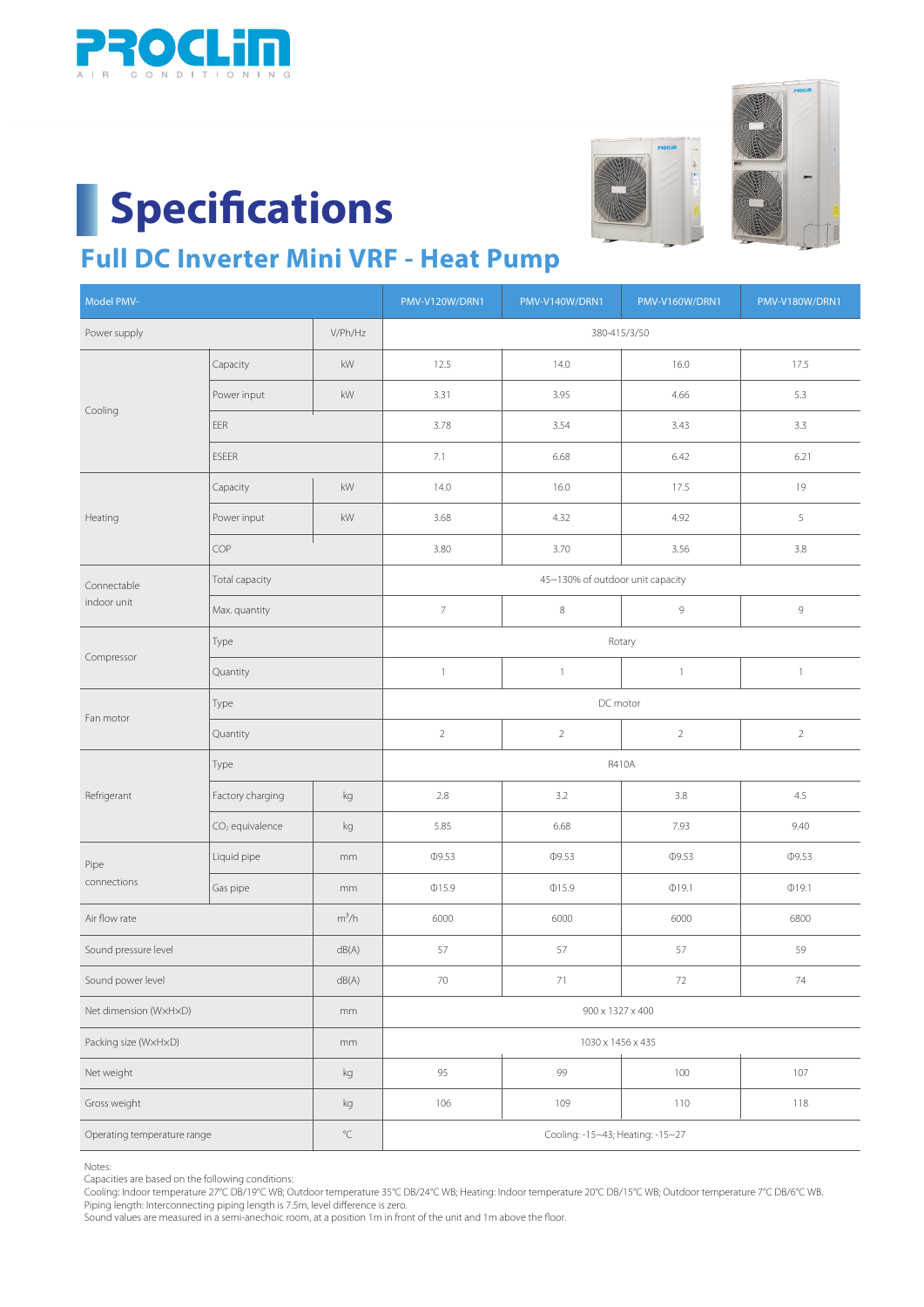PROCLIM
AIR CONDITIONING

# Specifications

## Full DC Inverter Mini VRF - Heat Pump

| Model PMV- | | | PMV-V120W/DRN1 | PMV-V140W/DRN1 | PMV-V160W/DRN1 | PMV-V180W/DRN1 |
|---|---|---|---|---|---|---|
| Power supply | | V/Ph/Hz | 380-415/3/50 | | | |
| Cooling | Capacity | kW | 12.5 | 14.0 | 16.0 | 17.5 |
| | Power input | kW | 3.31 | 3.95 | 4.66 | 5.3 |
| | EER | | 3.78 | 3.54 | 3.43 | 3.3 |
| | ESEER | | 7.1 | 6.68 | 6.42 | 6.21 |
| Heating | Capacity | kW | 14.0 | 16.0 | 17.5 | 19 |
| | Power input | kW | 3.68 | 4.32 | 4.92 | 5 |
| | COP | | 3.80 | 3.70 | 3.56 | 3.8 |
| Connectable indoor unit | Total capacity | | 45~130% of outdoor unit capacity | | | |
| | Max. quantity | | 7 | 8 | 9 | 9 |
| Compressor | Type | | Rotary | | | |
| | Quantity | | 1 | 1 | 1 | 1 |
| Fan motor | Type | | DC motor | | | |
| | Quantity | | 2 | 2 | 2 | 2 |
| Refrigerant | Type | | R410A | | | |
| | Factory charging | kg | 2.8 | 3.2 | 3.8 | 4.5 |
| | $CO_2$ equivalence | kg | 5.85 | 6.68 | 7.93 | 9.40 |
| Pipe connections | Liquid pipe | mm | Φ9.53 | Φ9.53 | Φ9.53 | Φ9.53 |
| | Gas pipe | mm | Φ15.9 | Φ15.9 | Φ19.1 | Φ19.1 |
| Air flow rate | | $m^3/h$ | 6000 | 6000 | 6000 | 6800 |
| Sound pressure level | | dB(A) | 57 | 57 | 57 | 59 |
| Sound power level | | dB(A) | 70 | 71 | 72 | 74 |
| Net dimension (WxHxD) | | mm | 900 x 1327 x 400 | | | |
| Packing size (WxHxD) | | mm | 1030 x 1456 x 435 | | | |
| Net weight | | kg | 95 | 99 | 100 | 107 |
| Gross weight | | kg | 106 | 109 | 110 | 118 |
| Operating temperature range | | °C | Cooling: -15~43; Heating: -15~27 | | | |

Notes:
Capacities are based on the following conditions:
Cooling: Indoor temperature 27°C DB/19°C WB; Outdoor temperature 35°C DB/24°C WB; Heating: Indoor temperature 20°C DB/15°C WB; Outdoor temperature 7°C DB/6°C WB.
Piping length: Interconnecting piping length is 7.5m, level difference is zero.
Sound values are measured in a semi-anechoic room, at a position 1m in front of the unit and 1m above the floor.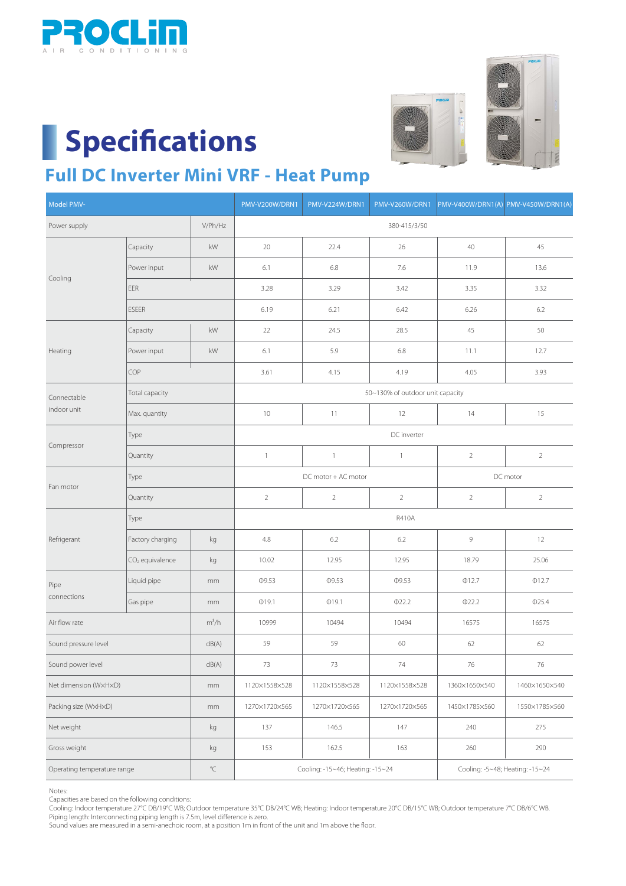# PROCLIM

AIR CONDITIONING

# Specifications

## Full DC Inverter Mini VRF - Heat Pump

| Model PMV- | | | PMV-V200W/DRN1 | PMV-V224W/DRN1 | PMV-V260W/DRN1 | PMV-V400W/DRN1(A) | PMV-V450W/DRN1(A) |
|---|---|---|---|---|---|---|---|
| Power supply | | V/Ph/Hz | 380-415/3/50 | | | | |
| Cooling | Capacity | kW | 20 | 22.4 | 26 | 40 | 45 |
| | Power input | kW | 6.1 | 6.8 | 7.6 | 11.9 | 13.6 |
| | EER | | 3.28 | 3.29 | 3.42 | 3.35 | 3.32 |
| | ESEER | | 6.19 | 6.21 | 6.42 | 6.26 | 6.2 |
| Heating | Capacity | kW | 22 | 24.5 | 28.5 | 45 | 50 |
| | Power input | kW | 6.1 | 5.9 | 6.8 | 11.1 | 12.7 |
| | COP | | 3.61 | 4.15 | 4.19 | 4.05 | 3.93 |
| Connectable indoor unit | Total capacity | | 50~130% of outdoor unit capacity | | | | |
| | Max. quantity | | 10 | 11 | 12 | 14 | 15 |
| Compressor | Type | | DC inverter | | | | |
| | Quantity | | 1 | 1 | 1 | 2 | 2 |
| Fan motor | Type | | DC motor + AC motor | | | DC motor | |
| | Quantity | | 2 | 2 | 2 | 2 | 2 |
| Refrigerant | Type | | R410A | | | | |
| | Factory charging | kg | 4.8 | 6.2 | 6.2 | 9 | 12 |
| | $CO_2$ equivalence | kg | 10.02 | 12.95 | 12.95 | 18.79 | 25.06 |
| Pipe connections | Liquid pipe | mm | Φ9.53 | Φ9.53 | Φ9.53 | Φ12.7 | Φ12.7 |
| | Gas pipe | mm | Φ19.1 | Φ19.1 | Φ22.2 | Φ22.2 | Φ25.4 |
| Air flow rate | | $m^3/h$ | 10999 | 10494 | 10494 | 16575 | 16575 |
| Sound pressure level | | dB(A) | 59 | 59 | 60 | 62 | 62 |
| Sound power level | | dB(A) | 73 | 73 | 74 | 76 | 76 |
| Net dimension (W×H×D) | | mm | 1120×1558×528 | 1120×1558×528 | 1120×1558×528 | 1360×1650×540 | 1460×1650×540 |
| Packing size (W×H×D) | | mm | 1270×1720×565 | 1270×1720×565 | 1270×1720×565 | 1450×1785×560 | 1550×1785×560 |
| Net weight | | kg | 137 | 146.5 | 147 | 240 | 275 |
| Gross weight | | kg | 153 | 162.5 | 163 | 260 | 290 |
| Operating temperature range | | °C | Cooling: -15~46; Heating: -15~24 | | | Cooling: -5~48; Heating: -15~24 | |

Notes:
Capacities are based on the following conditions:
Cooling: Indoor temperature 27°C DB/19°C WB; Outdoor temperature 35°C DB/24°C WB; Heating: Indoor temperature 20°C DB/15°C WB; Outdoor temperature 7°C DB/6°C WB.
Piping length: Interconnecting piping length is 7.5m, level difference is zero.
Sound values are measured in a semi-anechoic room, at a position 1m in front of the unit and 1m above the floor.